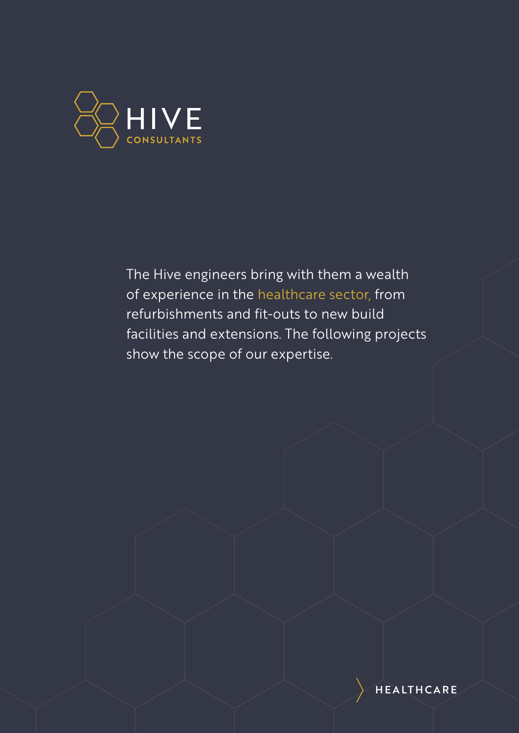HIVE CONSULTANTS

The Hive engineers bring with them a wealth of experience in the healthcare sector, from refurbishments and fit-outs to new build facilities and extensions. The following projects show the scope of our expertise.

HEALTHCARE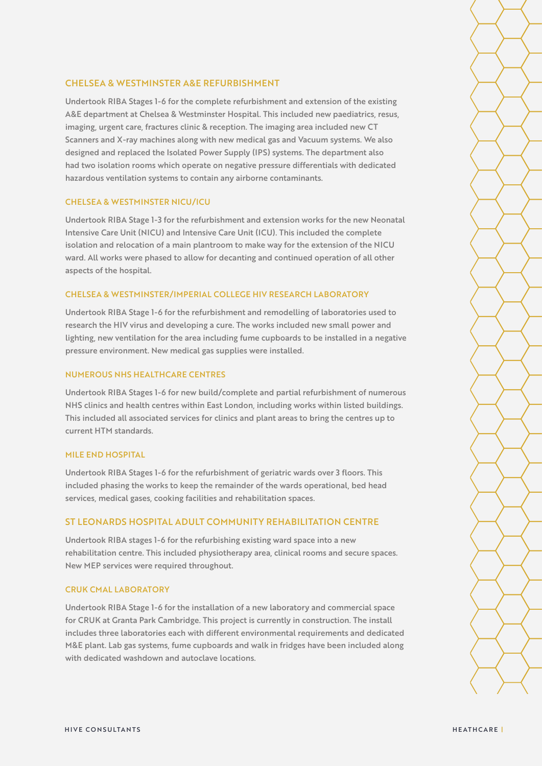## CHELSEA & WESTMINSTER A&E REFURBISHMENT

Undertook RIBA Stages 1-6 for the complete refurbishment and extension of the existing A&E department at Chelsea & Westminster Hospital. This included new paediatrics, resus, imaging, urgent care, fractures clinic & reception. The imaging area included new CT Scanners and X-ray machines along with new medical gas and Vacuum systems. We also designed and replaced the Isolated Power Supply (IPS) systems. The department also had two isolation rooms which operate on negative pressure differentials with dedicated hazardous ventilation systems to contain any airborne contaminants.

### CHELSEA & WESTMINSTER NICU/ICU

Undertook RIBA Stage 1-3 for the refurbishment and extension works for the new Neonatal Intensive Care Unit (NICU) and Intensive Care Unit (ICU). This included the complete isolation and relocation of a main plantroom to make way for the extension of the NICU ward. All works were phased to allow for decanting and continued operation of all other aspects of the hospital.

### CHELSEA & WESTMINSTER/IMPERIAL COLLEGE HIV RESEARCH LABORATORY

Undertook RIBA Stage 1-6 for the refurbishment and remodelling of laboratories used to research the HIV virus and developing a cure. The works included new small power and lighting, new ventilation for the area including fume cupboards to be installed in a negative pressure environment. New medical gas supplies were installed.

### NUMEROUS NHS HEALTHCARE CENTRES

Undertook RIBA Stages 1-6 for new build/complete and partial refurbishment of numerous NHS clinics and health centres within East London, including works within listed buildings. This included all associated services for clinics and plant areas to bring the centres up to current HTM standards.

### MILE END HOSPITAL

Undertook RIBA Stages 1-6 for the refurbishment of geriatric wards over 3 floors. This included phasing the works to keep the remainder of the wards operational, bed head services, medical gases, cooking facilities and rehabilitation spaces.

## ST LEONARDS HOSPITAL ADULT COMMUNITY REHABILITATION CENTRE

Undertook RIBA stages 1-6 for the refurbishing existing ward space into a new rehabilitation centre. This included physiotherapy area, clinical rooms and secure spaces. New MEP services were required throughout.

### CRUK CMAL LABORATORY

Undertook RIBA Stage 1-6 for the installation of a new laboratory and commercial space for CRUK at Granta Park Cambridge. This project is currently in construction. The install includes three laboratories each with different environmental requirements and dedicated M&E plant. Lab gas systems, fume cupboards and walk in fridges have been included along with dedicated washdown and autoclave locations.